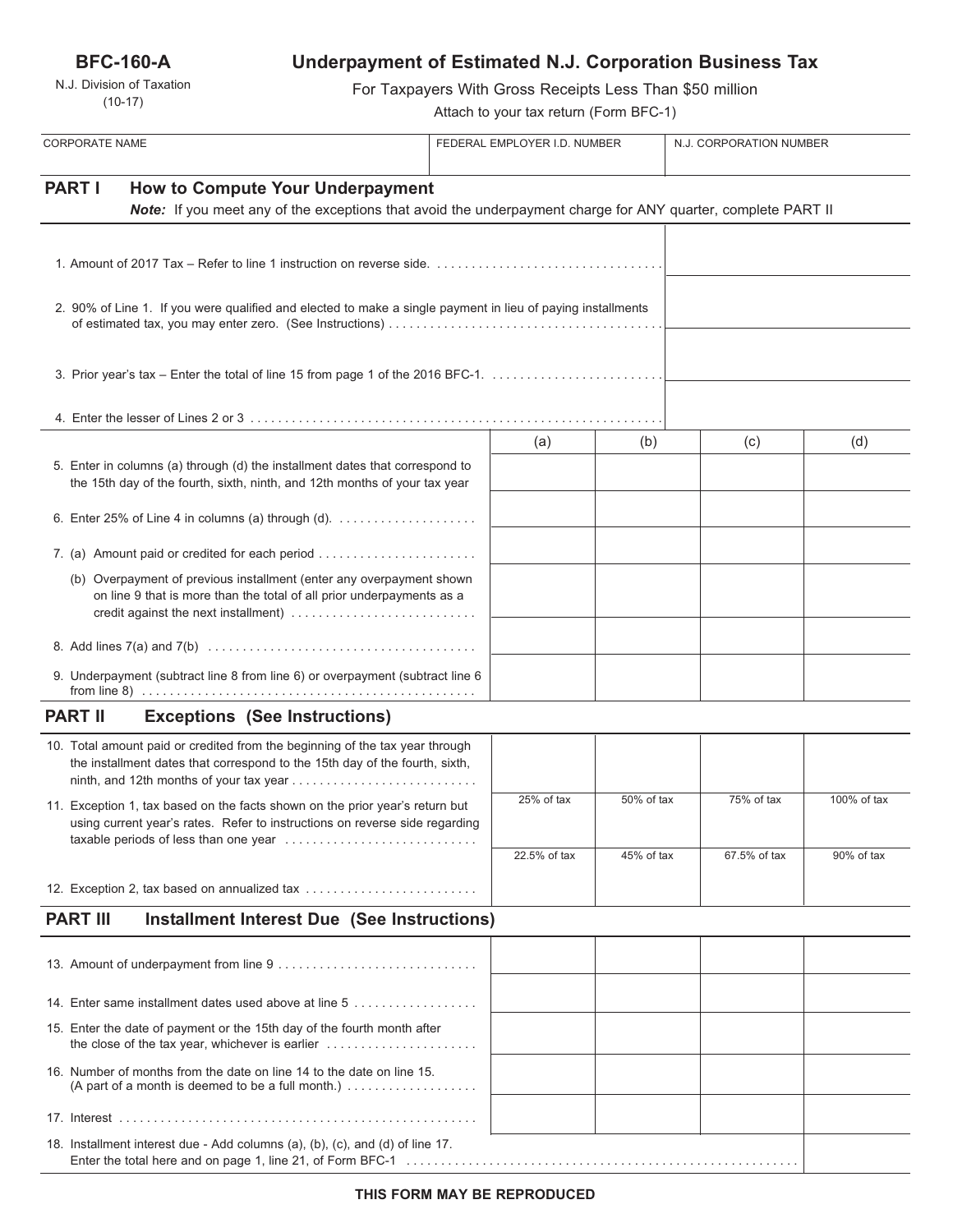**BFC-160-A**

N.J. Division of Taxation
(10-17)

# Underpayment of Estimated N.J. Corporation Business Tax

For Taxpayers With Gross Receipts Less Than $50 million

Attach to your tax return (Form BFC-1)

| CORPORATE NAME | FEDERAL EMPLOYER I.D. NUMBER | N.J. CORPORATION NUMBER |
|---|---|---|
| | | |

## PART I How to Compute Your Underpayment

***Note:*** *If you meet any of the exceptions that avoid the underpayment charge for ANY quarter, complete PART II*

| | |
|---|---|
| 1. Amount of 2017 Tax – Refer to line 1 instruction on reverse side. | |
| 2. 90% of Line 1. If you were qualified and elected to make a single payment in lieu of paying installments of estimated tax, you may enter zero. (See Instructions) | |
| 3. Prior year's tax – Enter the total of line 15 from page 1 of the 2016 BFC-1. | |
| 4. Enter the lesser of Lines 2 or 3 | |

| | (a) | (b) | (c) | (d) |
|---|---|---|---|---|
| 5. Enter in columns (a) through (d) the installment dates that correspond to the 15th day of the fourth, sixth, ninth, and 12th months of your tax year | | | | |
| 6. Enter 25% of Line 4 in columns (a) through (d). | | | | |
| 7. (a) Amount paid or credited for each period | | | | |
| (b) Overpayment of previous installment (enter any overpayment shown on line 9 that is more than the total of all prior underpayments as a credit against the next installment) | | | | |
| 8. Add lines 7(a) and 7(b) | | | | |
| 9. Underpayment (subtract line 8 from line 6) or overpayment (subtract line 6 from line 8) | | | | |

## PART II Exceptions (See Instructions)

| | (a) | (b) | (c) | (d) |
|---|---|---|---|---|
| 10. Total amount paid or credited from the beginning of the tax year through the installment dates that correspond to the 15th day of the fourth, sixth, ninth, and 12th months of your tax year | | | | |
| 11. Exception 1, tax based on the facts shown on the prior year's return but using current year's rates. Refer to instructions on reverse side regarding taxable periods of less than one year | 25% of tax | 50% of tax | 75% of tax | 100% of tax |
| 12. Exception 2, tax based on annualized tax | 22.5% of tax | 45% of tax | 67.5% of tax | 90% of tax |

## PART III Installment Interest Due (See Instructions)

| | (a) | (b) | (c) | (d) |
|---|---|---|---|---|
| 13. Amount of underpayment from line 9 | | | | |
| 14. Enter same installment dates used above at line 5 | | | | |
| 15. Enter the date of payment or the 15th day of the fourth month after the close of the tax year, whichever is earlier | | | | |
| 16. Number of months from the date on line 14 to the date on line 15. (A part of a month is deemed to be a full month.) | | | | |
| 17. Interest | | | | |
| 18. Installment interest due - Add columns (a), (b), (c), and (d) of line 17. Enter the total here and on page 1, line 21, of Form BFC-1 | | | | |

**THIS FORM MAY BE REPRODUCED**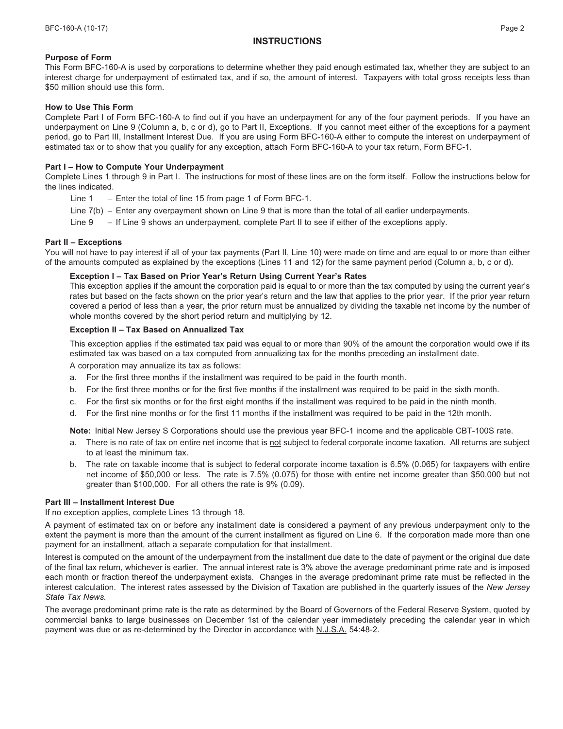# INSTRUCTIONS

### Purpose of Form

This Form BFC-160-A is used by corporations to determine whether they paid enough estimated tax, whether they are subject to an interest charge for underpayment of estimated tax, and if so, the amount of interest. Taxpayers with total gross receipts less than $50 million should use this form.

### How to Use This Form

Complete Part I of Form BFC-160-A to find out if you have an underpayment for any of the four payment periods. If you have an underpayment on Line 9 (Column a, b, c or d), go to Part II, Exceptions. If you cannot meet either of the exceptions for a payment period, go to Part III, Installment Interest Due. If you are using Form BFC-160-A either to compute the interest on underpayment of estimated tax or to show that you qualify for any exception, attach Form BFC-160-A to your tax return, Form BFC-1.

### Part I – How to Compute Your Underpayment

Complete Lines 1 through 9 in Part I. The instructions for most of these lines are on the form itself. Follow the instructions below for the lines indicated.

- Line 1 – Enter the total of line 15 from page 1 of Form BFC-1.
- Line 7(b) – Enter any overpayment shown on Line 9 that is more than the total of all earlier underpayments.
- Line 9 – If Line 9 shows an underpayment, complete Part II to see if either of the exceptions apply.

### Part II – Exceptions

You will not have to pay interest if all of your tax payments (Part II, Line 10) were made on time and are equal to or more than either of the amounts computed as explained by the exceptions (Lines 11 and 12) for the same payment period (Column a, b, c or d).

**Exception I – Tax Based on Prior Year's Return Using Current Year's Rates**

This exception applies if the amount the corporation paid is equal to or more than the tax computed by using the current year's rates but based on the facts shown on the prior year's return and the law that applies to the prior year. If the prior year return covered a period of less than a year, the prior return must be annualized by dividing the taxable net income by the number of whole months covered by the short period return and multiplying by 12.

**Exception II – Tax Based on Annualized Tax**

This exception applies if the estimated tax paid was equal to or more than 90% of the amount the corporation would owe if its estimated tax was based on a tax computed from annualizing tax for the months preceding an installment date.

A corporation may annualize its tax as follows:

a. For the first three months if the installment was required to be paid in the fourth month.
b. For the first three months or for the first five months if the installment was required to be paid in the sixth month.
c. For the first six months or for the first eight months if the installment was required to be paid in the ninth month.
d. For the first nine months or for the first 11 months if the installment was required to be paid in the 12th month.

**Note:** Initial New Jersey S Corporations should use the previous year BFC-1 income and the applicable CBT-100S rate.

a. There is no rate of tax on entire net income that is not subject to federal corporate income taxation. All returns are subject to at least the minimum tax.
b. The rate on taxable income that is subject to federal corporate income taxation is 6.5% (0.065) for taxpayers with entire net income of $50,000 or less. The rate is 7.5% (0.075) for those with entire net income greater than $50,000 but not greater than $100,000. For all others the rate is 9% (0.09).

### Part III – Installment Interest Due

If no exception applies, complete Lines 13 through 18.

A payment of estimated tax on or before any installment date is considered a payment of any previous underpayment only to the extent the payment is more than the amount of the current installment as figured on Line 6. If the corporation made more than one payment for an installment, attach a separate computation for that installment.

Interest is computed on the amount of the underpayment from the installment due date to the date of payment or the original due date of the final tax return, whichever is earlier. The annual interest rate is 3% above the average predominant prime rate and is imposed each month or fraction thereof the underpayment exists. Changes in the average predominant prime rate must be reflected in the interest calculation. The interest rates assessed by the Division of Taxation are published in the quarterly issues of the *New Jersey State Tax News.*

The average predominant prime rate is the rate as determined by the Board of Governors of the Federal Reserve System, quoted by commercial banks to large businesses on December 1st of the calendar year immediately preceding the calendar year in which payment was due or as re-determined by the Director in accordance with N.J.S.A. 54:48-2.